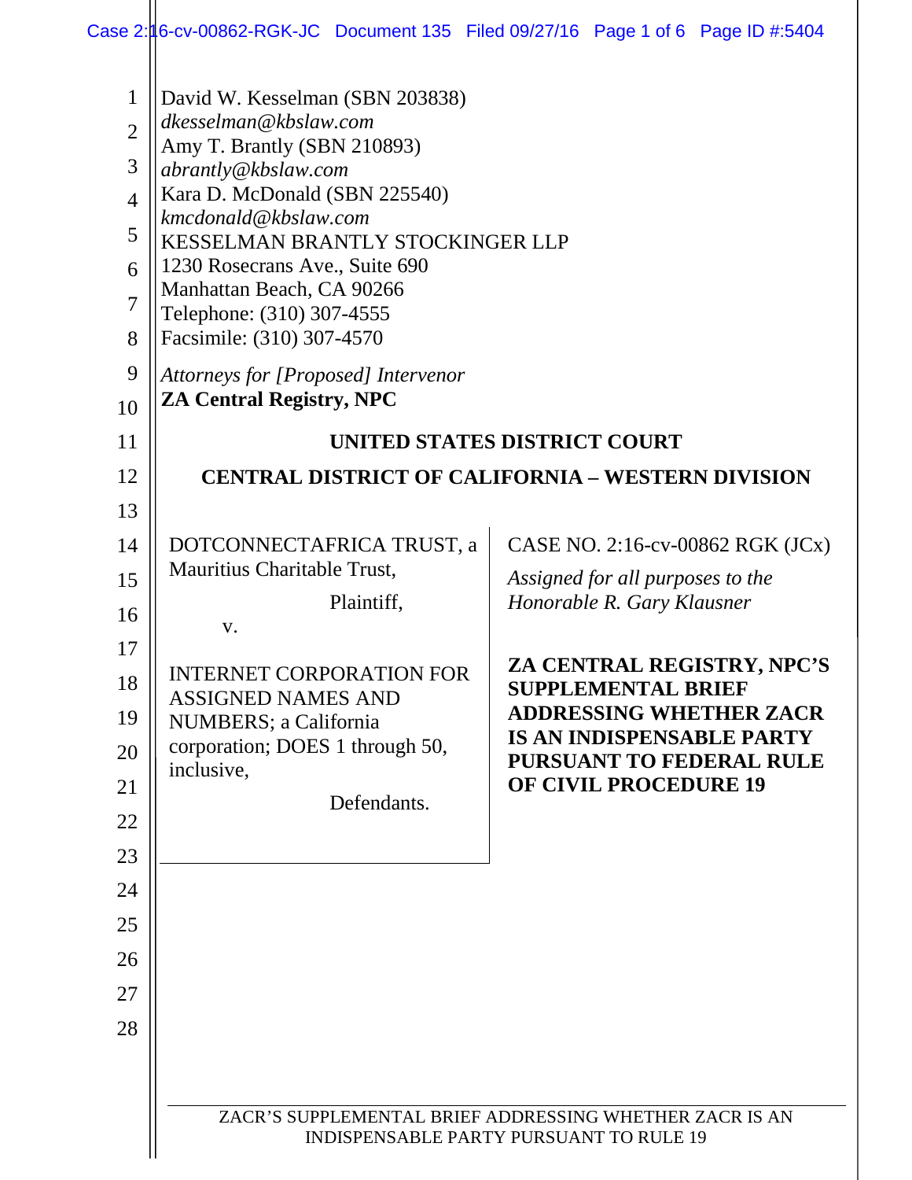David W. Kesselman (SBN 203838)
*dkesselman@kbslaw.com*
Amy T. Brantly (SBN 210893)
*abrantly@kbslaw.com*
Kara D. McDonald (SBN 225540)
*kmcdonald@kbslaw.com*
KESSELMAN BRANTLY STOCKINGER LLP
1230 Rosecrans Ave., Suite 690
Manhattan Beach, CA 90266
Telephone: (310) 307-4555
Facsimile: (310) 307-4570

*Attorneys for [Proposed] Intervenor*
**ZA Central Registry, NPC**

**UNITED STATES DISTRICT COURT**

**CENTRAL DISTRICT OF CALIFORNIA – WESTERN DIVISION**

DOTCONNECTAFRICA TRUST, a Mauritius Charitable Trust,

Plaintiff,

v.

INTERNET CORPORATION FOR ASSIGNED NAMES AND NUMBERS; a California corporation; DOES 1 through 50, inclusive,

Defendants.

CASE NO. 2:16-cv-00862 RGK (JCx)

*Assigned for all purposes to the Honorable R. Gary Klausner*

**ZA CENTRAL REGISTRY, NPC'S SUPPLEMENTAL BRIEF ADDRESSING WHETHER ZACR IS AN INDISPENSABLE PARTY PURSUANT TO FEDERAL RULE OF CIVIL PROCEDURE 19**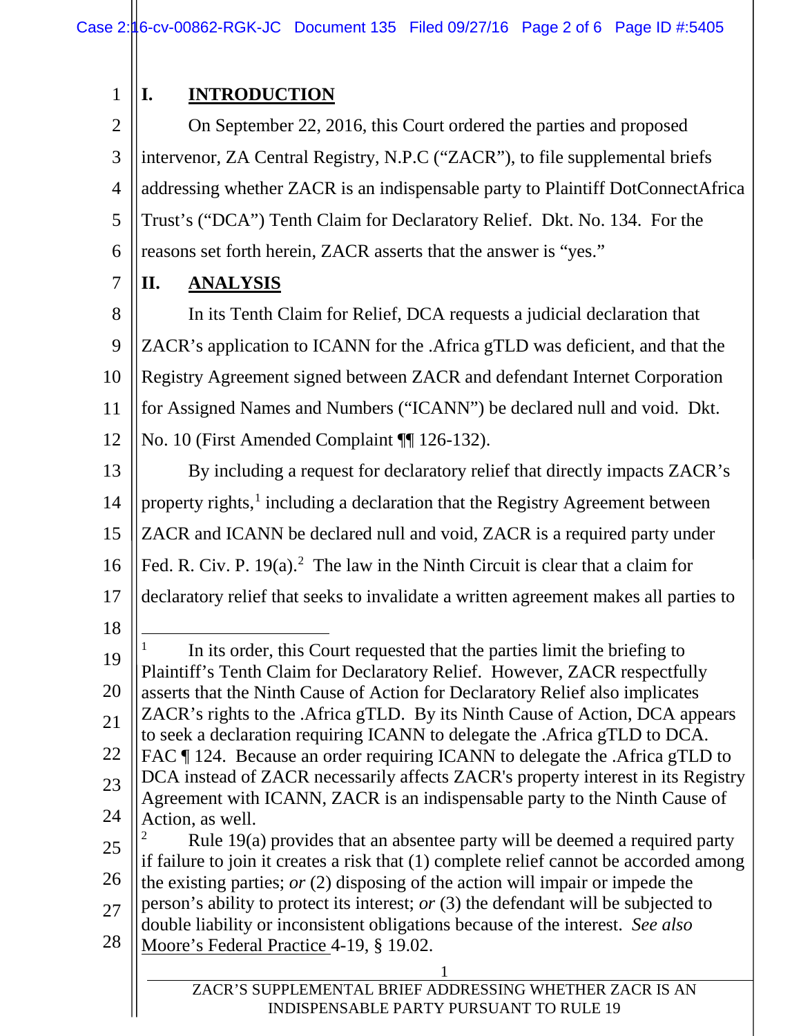## I. INTRODUCTION

On September 22, 2016, this Court ordered the parties and proposed intervenor, ZA Central Registry, N.P.C ("ZACR"), to file supplemental briefs addressing whether ZACR is an indispensable party to Plaintiff DotConnectAfrica Trust's ("DCA") Tenth Claim for Declaratory Relief. Dkt. No. 134. For the reasons set forth herein, ZACR asserts that the answer is "yes."

## II. ANALYSIS

In its Tenth Claim for Relief, DCA requests a judicial declaration that ZACR's application to ICANN for the .Africa gTLD was deficient, and that the Registry Agreement signed between ZACR and defendant Internet Corporation for Assigned Names and Numbers ("ICANN") be declared null and void. Dkt. No. 10 (First Amended Complaint ¶¶ 126-132).

By including a request for declaratory relief that directly impacts ZACR's property rights,[1] including a declaration that the Registry Agreement between ZACR and ICANN be declared null and void, ZACR is a required party under Fed. R. Civ. P. 19(a).[2] The law in the Ninth Circuit is clear that a claim for declaratory relief that seeks to invalidate a written agreement makes all parties to

---

[1] In its order, this Court requested that the parties limit the briefing to Plaintiff's Tenth Claim for Declaratory Relief. However, ZACR respectfully asserts that the Ninth Cause of Action for Declaratory Relief also implicates ZACR's rights to the .Africa gTLD. By its Ninth Cause of Action, DCA appears to seek a declaration requiring ICANN to delegate the .Africa gTLD to DCA. FAC ¶ 124. Because an order requiring ICANN to delegate the .Africa gTLD to DCA instead of ZACR necessarily affects ZACR's property interest in its Registry Agreement with ICANN, ZACR is an indispensable party to the Ninth Cause of Action, as well.

[2] Rule 19(a) provides that an absentee party will be deemed a required party if failure to join it creates a risk that (1) complete relief cannot be accorded among the existing parties; *or* (2) disposing of the action will impair or impede the person's ability to protect its interest; *or* (3) the defendant will be subjected to double liability or inconsistent obligations because of the interest. *See also* Moore's Federal Practice 4-19, § 19.02.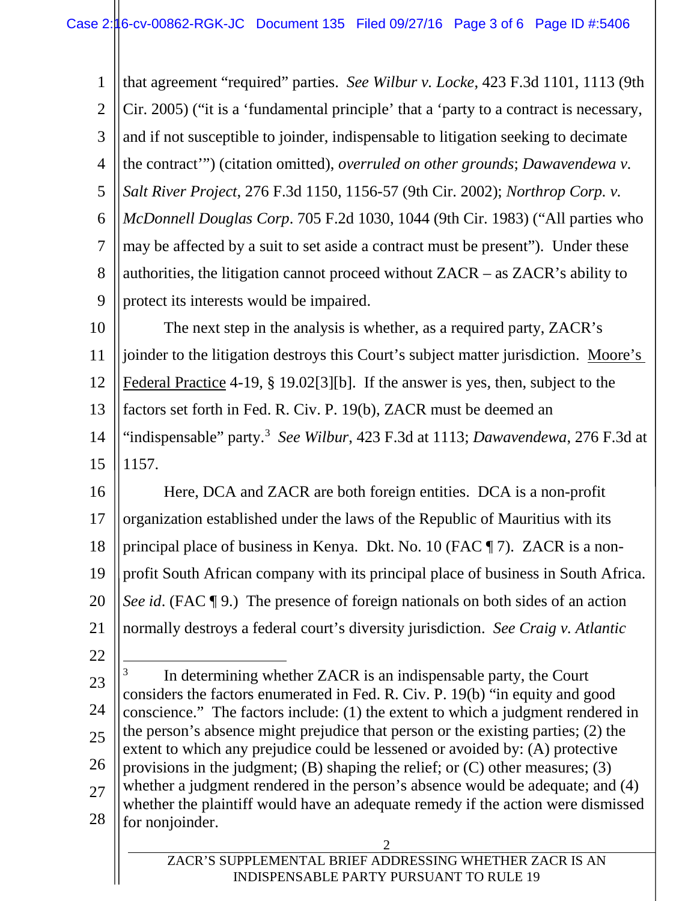that agreement "required" parties. *See Wilbur v. Locke,* 423 F.3d 1101, 1113 (9th Cir. 2005) ("it is a 'fundamental principle' that a 'party to a contract is necessary, and if not susceptible to joinder, indispensable to litigation seeking to decimate the contract'") (citation omitted), *overruled on other grounds*; *Dawavendewa v. Salt River Project*, 276 F.3d 1150, 1156-57 (9th Cir. 2002); *Northrop Corp. v. McDonnell Douglas Corp*. 705 F.2d 1030, 1044 (9th Cir. 1983) ("All parties who may be affected by a suit to set aside a contract must be present"). Under these authorities, the litigation cannot proceed without ZACR – as ZACR's ability to protect its interests would be impaired.

The next step in the analysis is whether, as a required party, ZACR's joinder to the litigation destroys this Court's subject matter jurisdiction. Moore's Federal Practice 4-19, § 19.02[3][b]. If the answer is yes, then, subject to the factors set forth in Fed. R. Civ. P. 19(b), ZACR must be deemed an "indispensable" party.[3] *See Wilbur*, 423 F.3d at 1113; *Dawavendewa*, 276 F.3d at 1157.

Here, DCA and ZACR are both foreign entities. DCA is a non-profit organization established under the laws of the Republic of Mauritius with its principal place of business in Kenya. Dkt. No. 10 (FAC ¶ 7). ZACR is a non-profit South African company with its principal place of business in South Africa. *See id*. (FAC ¶ 9.) The presence of foreign nationals on both sides of an action normally destroys a federal court's diversity jurisdiction. *See Craig v. Atlantic*

---

[3] In determining whether ZACR is an indispensable party, the Court considers the factors enumerated in Fed. R. Civ. P. 19(b) "in equity and good conscience." The factors include: (1) the extent to which a judgment rendered in the person's absence might prejudice that person or the existing parties; (2) the extent to which any prejudice could be lessened or avoided by: (A) protective provisions in the judgment; (B) shaping the relief; or (C) other measures; (3) whether a judgment rendered in the person's absence would be adequate; and (4) whether the plaintiff would have an adequate remedy if the action were dismissed for nonjoinder.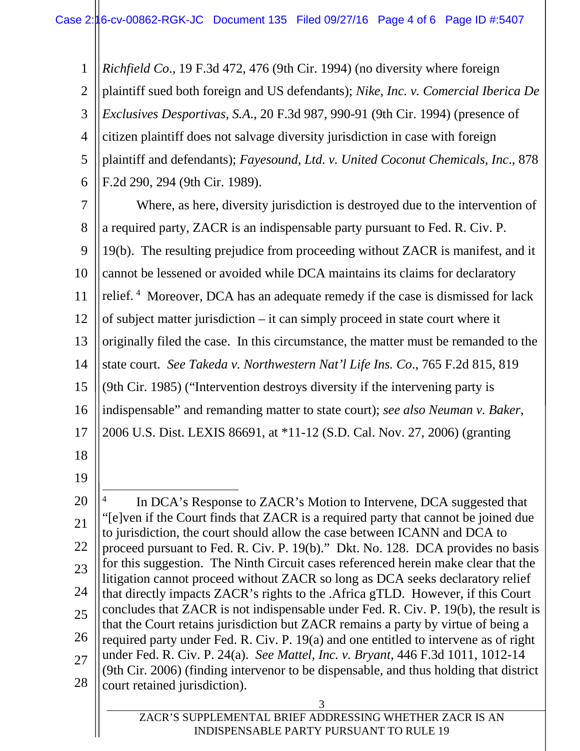*Richfield Co.*, 19 F.3d 472, 476 (9th Cir. 1994) (no diversity where foreign plaintiff sued both foreign and US defendants); *Nike, Inc. v. Comercial Iberica De Exclusives Desportivas, S.A.*, 20 F.3d 987, 990-91 (9th Cir. 1994) (presence of citizen plaintiff does not salvage diversity jurisdiction in case with foreign plaintiff and defendants); *Fayesound, Ltd. v. United Coconut Chemicals, Inc*., 878 F.2d 290, 294 (9th Cir. 1989).

Where, as here, diversity jurisdiction is destroyed due to the intervention of a required party, ZACR is an indispensable party pursuant to Fed. R. Civ. P. 19(b). The resulting prejudice from proceeding without ZACR is manifest, and it cannot be lessened or avoided while DCA maintains its claims for declaratory relief.[4] Moreover, DCA has an adequate remedy if the case is dismissed for lack of subject matter jurisdiction – it can simply proceed in state court where it originally filed the case. In this circumstance, the matter must be remanded to the state court. *See Takeda v. Northwestern Nat'l Life Ins. Co*., 765 F.2d 815, 819 (9th Cir. 1985) ("Intervention destroys diversity if the intervening party is indispensable" and remanding matter to state court); *see also Neuman v. Baker*, 2006 U.S. Dist. LEXIS 86691, at *11-12 (S.D. Cal. Nov. 27, 2006) (granting

---

[4] In DCA's Response to ZACR's Motion to Intervene, DCA suggested that "[e]ven if the Court finds that ZACR is a required party that cannot be joined due to jurisdiction, the court should allow the case between ICANN and DCA to proceed pursuant to Fed. R. Civ. P. 19(b)." Dkt. No. 128. DCA provides no basis for this suggestion. The Ninth Circuit cases referenced herein make clear that the litigation cannot proceed without ZACR so long as DCA seeks declaratory relief that directly impacts ZACR's rights to the .Africa gTLD. However, if this Court concludes that ZACR is not indispensable under Fed. R. Civ. P. 19(b), the result is that the Court retains jurisdiction but ZACR remains a party by virtue of being a required party under Fed. R. Civ. P. 19(a) and one entitled to intervene as of right under Fed. R. Civ. P. 24(a). *See Mattel, Inc. v. Bryant*, 446 F.3d 1011, 1012-14 (9th Cir. 2006) (finding intervenor to be dispensable, and thus holding that district court retained jurisdiction).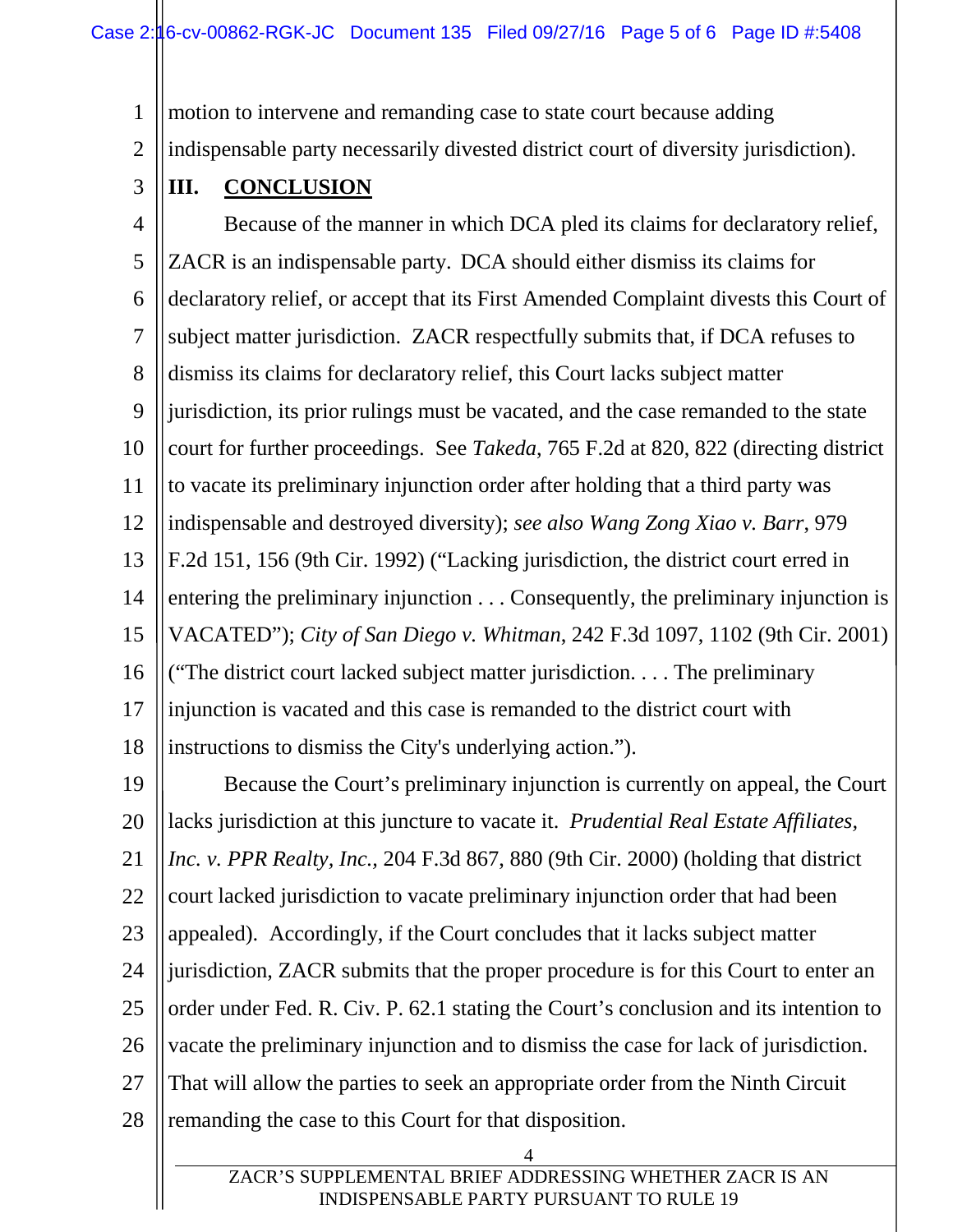motion to intervene and remanding case to state court because adding indispensable party necessarily divested district court of diversity jurisdiction).

## III. CONCLUSION

Because of the manner in which DCA pled its claims for declaratory relief, ZACR is an indispensable party. DCA should either dismiss its claims for declaratory relief, or accept that its First Amended Complaint divests this Court of subject matter jurisdiction. ZACR respectfully submits that, if DCA refuses to dismiss its claims for declaratory relief, this Court lacks subject matter jurisdiction, its prior rulings must be vacated, and the case remanded to the state court for further proceedings. See *Takeda*, 765 F.2d at 820, 822 (directing district to vacate its preliminary injunction order after holding that a third party was indispensable and destroyed diversity); *see also Wang Zong Xiao v. Barr*, 979 F.2d 151, 156 (9th Cir. 1992) ("Lacking jurisdiction, the district court erred in entering the preliminary injunction . . . Consequently, the preliminary injunction is VACATED"); *City of San Diego v. Whitman*, 242 F.3d 1097, 1102 (9th Cir. 2001) ("The district court lacked subject matter jurisdiction. . . . The preliminary injunction is vacated and this case is remanded to the district court with instructions to dismiss the City's underlying action.").

Because the Court's preliminary injunction is currently on appeal, the Court lacks jurisdiction at this juncture to vacate it. *Prudential Real Estate Affiliates, Inc. v. PPR Realty, Inc.*, 204 F.3d 867, 880 (9th Cir. 2000) (holding that district court lacked jurisdiction to vacate preliminary injunction order that had been appealed). Accordingly, if the Court concludes that it lacks subject matter jurisdiction, ZACR submits that the proper procedure is for this Court to enter an order under Fed. R. Civ. P. 62.1 stating the Court's conclusion and its intention to vacate the preliminary injunction and to dismiss the case for lack of jurisdiction. That will allow the parties to seek an appropriate order from the Ninth Circuit remanding the case to this Court for that disposition.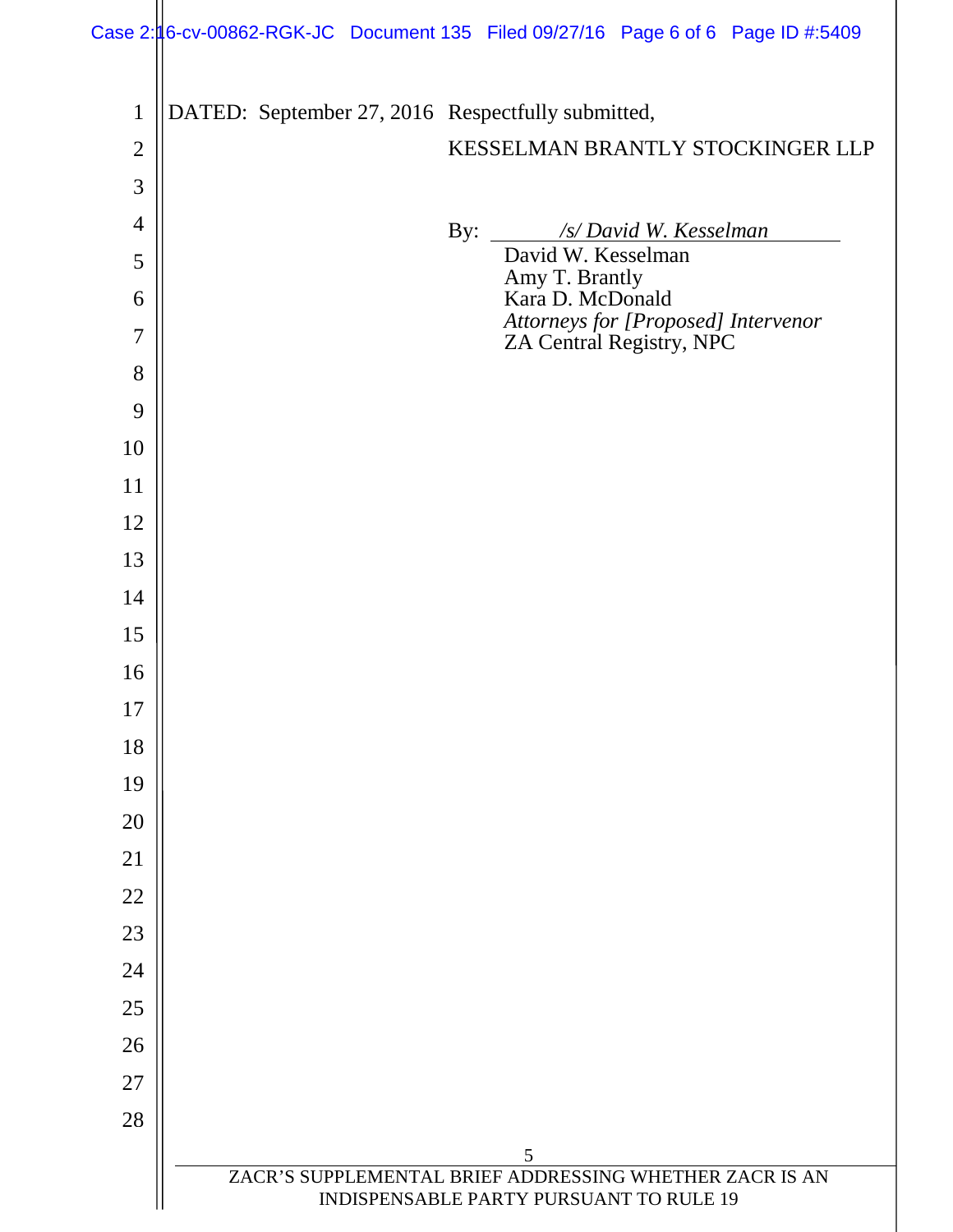DATED: September 27, 2016 Respectfully submitted,

KESSELMAN BRANTLY STOCKINGER LLP

By: */s/ David W. Kesselman*

David W. Kesselman
Amy T. Brantly
Kara D. McDonald
*Attorneys for [Proposed] Intervenor*
ZA Central Registry, NPC